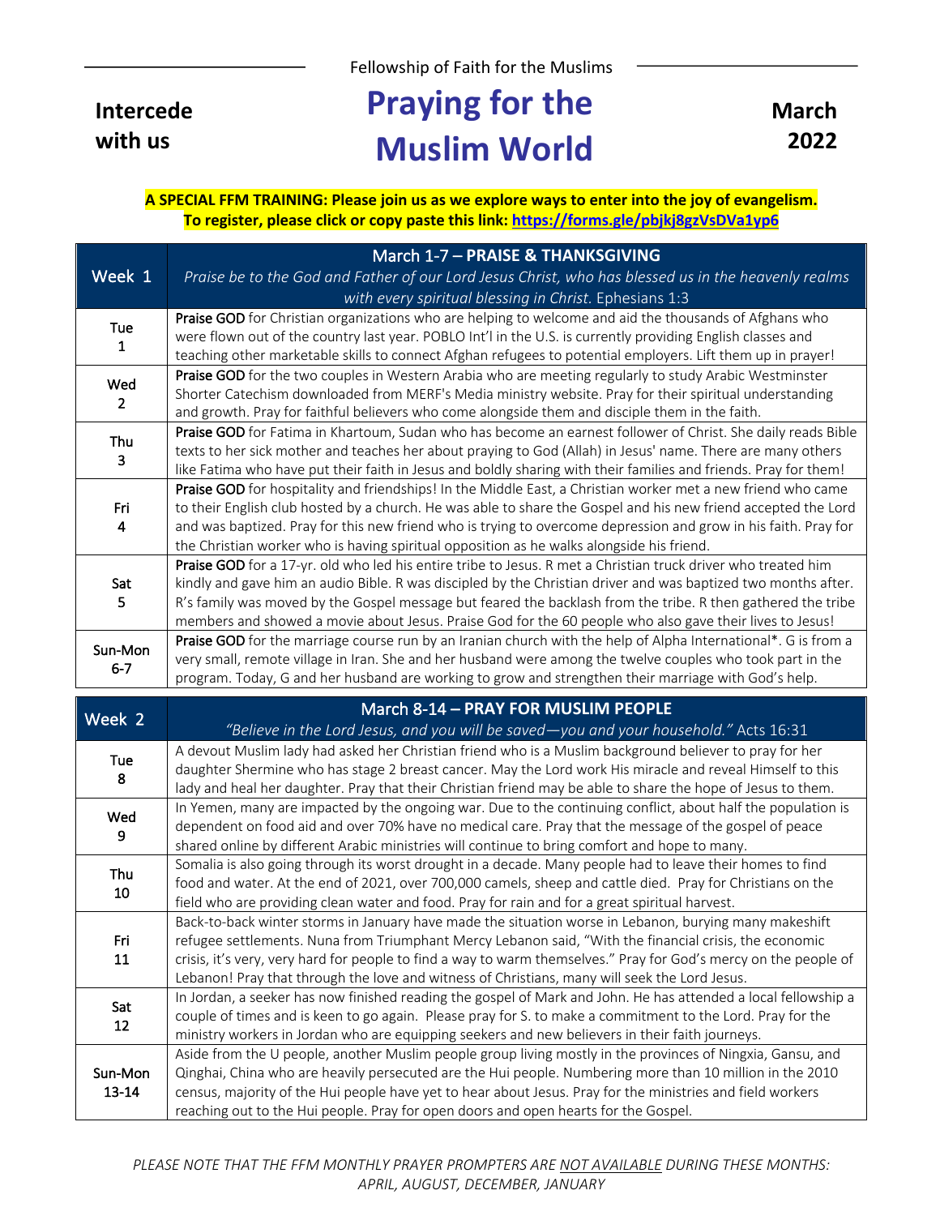Fellowship of Faith for the Muslims

**Intercede with us**

# Praying for the Muslim World

**March 2022**

**A SPECIAL FFM TRAINING: Please join us as we explore ways to enter into the joy of evangelism. To register, please click or copy paste this link: https://forms.gle/pbjkj8gzVsDVa1yp6**

| Week 1 | March 1-7 – **PRAISE & THANKSGIVING**<br>*Praise be to the God and Father of our Lord Jesus Christ, who has blessed us in the heavenly realms with every spiritual blessing in Christ.* Ephesians 1:3 |
|---|---|
| Tue 1 | **Praise GOD** for Christian organizations who are helping to welcome and aid the thousands of Afghans who were flown out of the country last year. POBLO Int'l in the U.S. is currently providing English classes and teaching other marketable skills to connect Afghan refugees to potential employers. Lift them up in prayer! |
| Wed 2 | **Praise GOD** for the two couples in Western Arabia who are meeting regularly to study Arabic Westminster Shorter Catechism downloaded from MERF's Media ministry website. Pray for their spiritual understanding and growth. Pray for faithful believers who come alongside them and disciple them in the faith. |
| Thu 3 | **Praise GOD** for Fatima in Khartoum, Sudan who has become an earnest follower of Christ. She daily reads Bible texts to her sick mother and teaches her about praying to God (Allah) in Jesus' name. There are many others like Fatima who have put their faith in Jesus and boldly sharing with their families and friends. Pray for them! |
| Fri 4 | **Praise GOD** for hospitality and friendships! In the Middle East, a Christian worker met a new friend who came to their English club hosted by a church. He was able to share the Gospel and his new friend accepted the Lord and was baptized. Pray for this new friend who is trying to overcome depression and grow in his faith. Pray for the Christian worker who is having spiritual opposition as he walks alongside his friend. |
| Sat 5 | **Praise GOD** for a 17-yr. old who led his entire tribe to Jesus. R met a Christian truck driver who treated him kindly and gave him an audio Bible. R was discipled by the Christian driver and was baptized two months after. R's family was moved by the Gospel message but feared the backlash from the tribe. R then gathered the tribe members and showed a movie about Jesus. Praise God for the 60 people who also gave their lives to Jesus! |
| Sun-Mon 6-7 | **Praise GOD** for the marriage course run by an Iranian church with the help of Alpha International*. G is from a very small, remote village in Iran. She and her husband were among the twelve couples who took part in the program. Today, G and her husband are working to grow and strengthen their marriage with God's help. |

| Week 2 | March 8-14 – **PRAY FOR MUSLIM PEOPLE**<br>*"Believe in the Lord Jesus, and you will be saved—you and your household."* Acts 16:31 |
|---|---|
| Tue 8 | A devout Muslim lady had asked her Christian friend who is a Muslim background believer to pray for her daughter Shermine who has stage 2 breast cancer. May the Lord work His miracle and reveal Himself to this lady and heal her daughter. Pray that their Christian friend may be able to share the hope of Jesus to them. |
| Wed 9 | In Yemen, many are impacted by the ongoing war. Due to the continuing conflict, about half the population is dependent on food aid and over 70% have no medical care. Pray that the message of the gospel of peace shared online by different Arabic ministries will continue to bring comfort and hope to many. |
| Thu 10 | Somalia is also going through its worst drought in a decade. Many people had to leave their homes to find food and water. At the end of 2021, over 700,000 camels, sheep and cattle died. Pray for Christians on the field who are providing clean water and food. Pray for rain and for a great spiritual harvest. |
| Fri 11 | Back-to-back winter storms in January have made the situation worse in Lebanon, burying many makeshift refugee settlements. Nuna from Triumphant Mercy Lebanon said, "With the financial crisis, the economic crisis, it's very, very hard for people to find a way to warm themselves." Pray for God's mercy on the people of Lebanon! Pray that through the love and witness of Christians, many will seek the Lord Jesus. |
| Sat 12 | In Jordan, a seeker has now finished reading the gospel of Mark and John. He has attended a local fellowship a couple of times and is keen to go again. Please pray for S. to make a commitment to the Lord. Pray for the ministry workers in Jordan who are equipping seekers and new believers in their faith journeys. |
| Sun-Mon 13-14 | Aside from the U people, another Muslim people group living mostly in the provinces of Ningxia, Gansu, and Qinghai, China who are heavily persecuted are the Hui people. Numbering more than 10 million in the 2010 census, majority of the Hui people have yet to hear about Jesus. Pray for the ministries and field workers reaching out to the Hui people. Pray for open doors and open hearts for the Gospel. |

*PLEASE NOTE THAT THE FFM MONTHLY PRAYER PROMPTERS ARE NOT AVAILABLE DURING THESE MONTHS: APRIL, AUGUST, DECEMBER, JANUARY*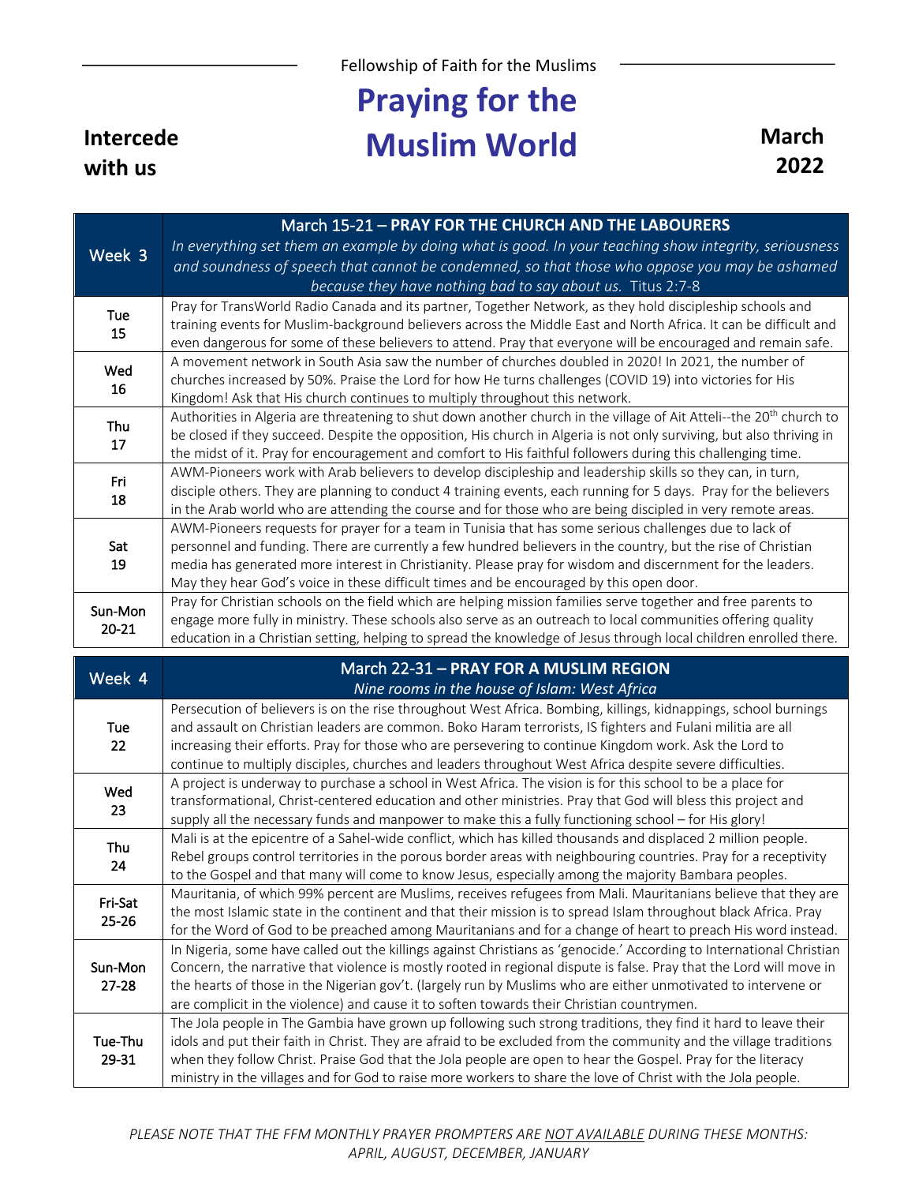Fellowship of Faith for the Muslims

# Praying for the Muslim World

**Intercede with us**

**March 2022**

| Week 3 | March 15-21 – **PRAY FOR THE CHURCH AND THE LABOURERS**<br>*In everything set them an example by doing what is good. In your teaching show integrity, seriousness and soundness of speech that cannot be condemned, so that those who oppose you may be ashamed because they have nothing bad to say about us.* Titus 2:7-8 |
|---|---|
| Tue 15 | Pray for TransWorld Radio Canada and its partner, Together Network, as they hold discipleship schools and training events for Muslim-background believers across the Middle East and North Africa. It can be difficult and even dangerous for some of these believers to attend. Pray that everyone will be encouraged and remain safe. |
| Wed 16 | A movement network in South Asia saw the number of churches doubled in 2020! In 2021, the number of churches increased by 50%. Praise the Lord for how He turns challenges (COVID 19) into victories for His Kingdom! Ask that His church continues to multiply throughout this network. |
| Thu 17 | Authorities in Algeria are threatening to shut down another church in the village of Ait Atteli--the 20th church to be closed if they succeed. Despite the opposition, His church in Algeria is not only surviving, but also thriving in the midst of it. Pray for encouragement and comfort to His faithful followers during this challenging time. |
| Fri 18 | AWM-Pioneers work with Arab believers to develop discipleship and leadership skills so they can, in turn, disciple others. They are planning to conduct 4 training events, each running for 5 days. Pray for the believers in the Arab world who are attending the course and for those who are being discipled in very remote areas. |
| Sat 19 | AWM-Pioneers requests for prayer for a team in Tunisia that has some serious challenges due to lack of personnel and funding. There are currently a few hundred believers in the country, but the rise of Christian media has generated more interest in Christianity. Please pray for wisdom and discernment for the leaders. May they hear God's voice in these difficult times and be encouraged by this open door. |
| Sun-Mon 20-21 | Pray for Christian schools on the field which are helping mission families serve together and free parents to engage more fully in ministry. These schools also serve as an outreach to local communities offering quality education in a Christian setting, helping to spread the knowledge of Jesus through local children enrolled there. |

| Week 4 | March 22-31 – **PRAY FOR A MUSLIM REGION**<br>*Nine rooms in the house of Islam: West Africa* |
|---|---|
| Tue 22 | Persecution of believers is on the rise throughout West Africa. Bombing, killings, kidnappings, school burnings and assault on Christian leaders are common. Boko Haram terrorists, IS fighters and Fulani militia are all increasing their efforts. Pray for those who are persevering to continue Kingdom work. Ask the Lord to continue to multiply disciples, churches and leaders throughout West Africa despite severe difficulties. |
| Wed 23 | A project is underway to purchase a school in West Africa. The vision is for this school to be a place for transformational, Christ-centered education and other ministries. Pray that God will bless this project and supply all the necessary funds and manpower to make this a fully functioning school – for His glory! |
| Thu 24 | Mali is at the epicentre of a Sahel-wide conflict, which has killed thousands and displaced 2 million people. Rebel groups control territories in the porous border areas with neighbouring countries. Pray for a receptivity to the Gospel and that many will come to know Jesus, especially among the majority Bambara peoples. |
| Fri-Sat 25-26 | Mauritania, of which 99% percent are Muslims, receives refugees from Mali. Mauritanians believe that they are the most Islamic state in the continent and that their mission is to spread Islam throughout black Africa. Pray for the Word of God to be preached among Mauritanians and for a change of heart to preach His word instead. |
| Sun-Mon 27-28 | In Nigeria, some have called out the killings against Christians as 'genocide.' According to International Christian Concern, the narrative that violence is mostly rooted in regional dispute is false. Pray that the Lord will move in the hearts of those in the Nigerian gov't. (largely run by Muslims who are either unmotivated to intervene or are complicit in the violence) and cause it to soften towards their Christian countrymen. |
| Tue-Thu 29-31 | The Jola people in The Gambia have grown up following such strong traditions, they find it hard to leave their idols and put their faith in Christ. They are afraid to be excluded from the community and the village traditions when they follow Christ. Praise God that the Jola people are open to hear the Gospel. Pray for the literacy ministry in the villages and for God to raise more workers to share the love of Christ with the Jola people. |

*PLEASE NOTE THAT THE FFM MONTHLY PRAYER PROMPTERS ARE NOT AVAILABLE DURING THESE MONTHS: APRIL, AUGUST, DECEMBER, JANUARY*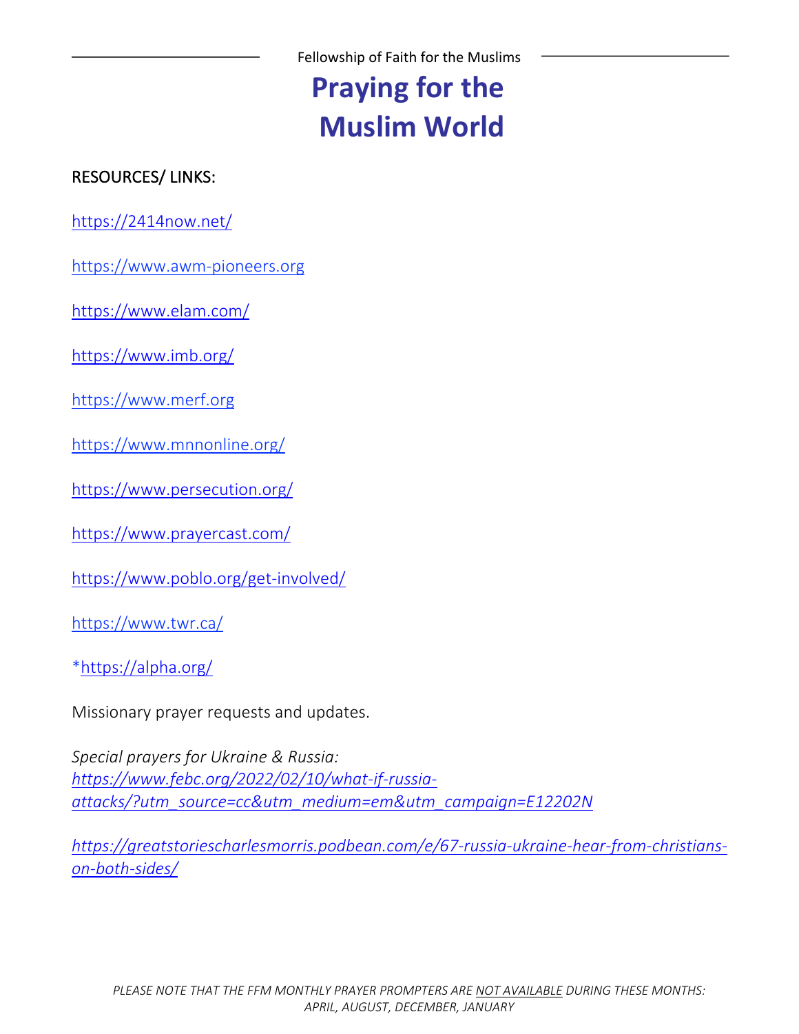Fellowship of Faith for the Muslims

# Praying for the Muslim World

RESOURCES/ LINKS:

https://2414now.net/

https://www.awm-pioneers.org

https://www.elam.com/

https://www.imb.org/

https://www.merf.org

https://www.mnnonline.org/

https://www.persecution.org/

https://www.prayercast.com/

https://www.poblo.org/get-involved/

https://www.twr.ca/

*https://alpha.org/

Missionary prayer requests and updates.

*Special prayers for Ukraine & Russia:*
*https://www.febc.org/2022/02/10/what-if-russia-attacks/?utm_source=cc&utm_medium=em&utm_campaign=E12202N*

*https://greatstoriescharlesmorris.podbean.com/e/67-russia-ukraine-hear-from-christians-on-both-sides/*

*PLEASE NOTE THAT THE FFM MONTHLY PRAYER PROMPTERS ARE NOT AVAILABLE DURING THESE MONTHS: APRIL, AUGUST, DECEMBER, JANUARY*